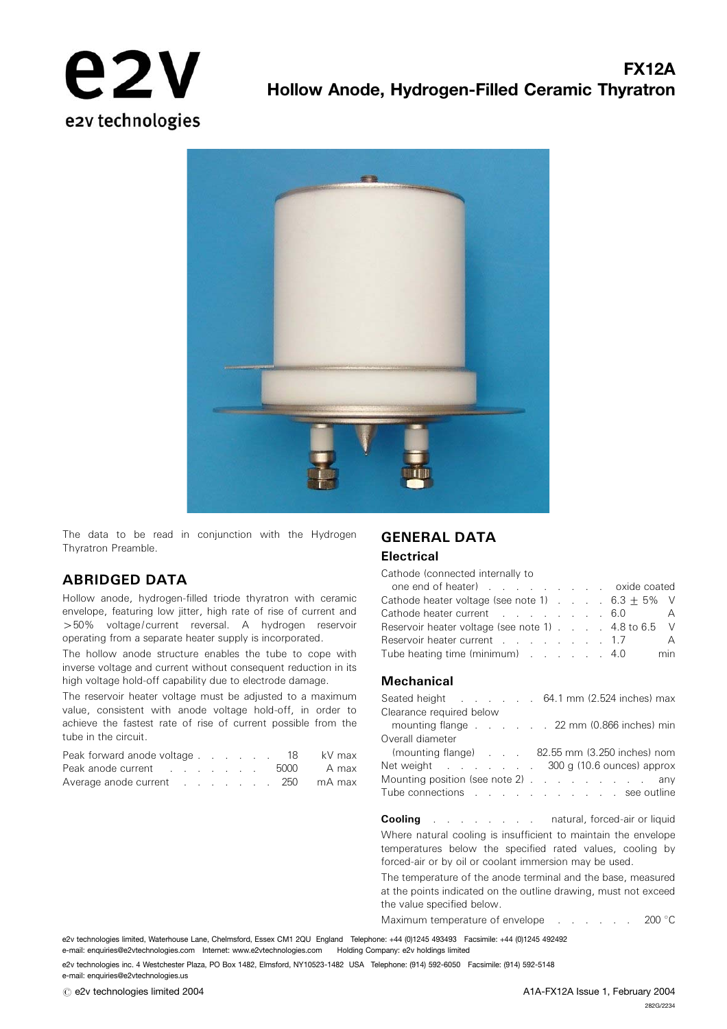e2v technologies

# FX12A
# Hollow Anode, Hydrogen-Filled Ceramic Thyratron

The data to be read in conjunction with the Hydrogen Thyratron Preamble.

## ABRIDGED DATA

Hollow anode, hydrogen-filled triode thyratron with ceramic envelope, featuring low jitter, high rate of rise of current and >50% voltage/current reversal. A hydrogen reservoir operating from a separate heater supply is incorporated.

The hollow anode structure enables the tube to cope with inverse voltage and current without consequent reduction in its high voltage hold-off capability due to electrode damage.

The reservoir heater voltage must be adjusted to a maximum value, consistent with anode voltage hold-off, in order to achieve the fastest rate of rise of current possible from the tube in the circuit.

| | | |
|---|---|---|
| Peak forward anode voltage | 18 | kV max |
| Peak anode current | 5000 | A max |
| Average anode current | 250 | mA max |

## GENERAL DATA

### Electrical

| | | |
|---|---|---|
| Cathode (connected internally to one end of heater) | oxide coated | |
| Cathode heater voltage (see note 1) | 6.3 ± 5% | V |
| Cathode heater current | 6.0 | A |
| Reservoir heater voltage (see note 1) | 4.8 to 6.5 | V |
| Reservoir heater current | 1.7 | A |
| Tube heating time (minimum) | 4.0 | min |

### Mechanical

| | |
|---|---|
| Seated height | 64.1 mm (2.524 inches) max |
| Clearance required below mounting flange | 22 mm (0.866 inches) min |
| Overall diameter (mounting flange) | 82.55 mm (3.250 inches) nom |
| Net weight | 300 g (10.6 ounces) approx |
| Mounting position (see note 2) | any |
| Tube connections | see outline |

**Cooling** . . . . . . . . . natural, forced-air or liquid

Where natural cooling is insufficient to maintain the envelope temperatures below the specified rated values, cooling by forced-air or by oil or coolant immersion may be used.

The temperature of the anode terminal and the base, measured at the points indicated on the outline drawing, must not exceed the value specified below.

Maximum temperature of envelope . . . . . . . 200 °C

e2v technologies limited, Waterhouse Lane, Chelmsford, Essex CM1 2QU England Telephone: +44 (0)1245 493493 Facsimile: +44 (0)1245 492492
e-mail: enquiries@e2vtechnologies.com Internet: www.e2vtechnologies.com Holding Company: e2v holdings limited

e2v technologies inc. 4 Westchester Plaza, PO Box 1482, Elmsford, NY10523-1482 USA Telephone: (914) 592-6050 Facsimile: (914) 592-5148
e-mail: enquiries@e2vtechnologies.us

© e2v technologies limited 2004

A1A-FX12A Issue 1, February 2004

282G/2234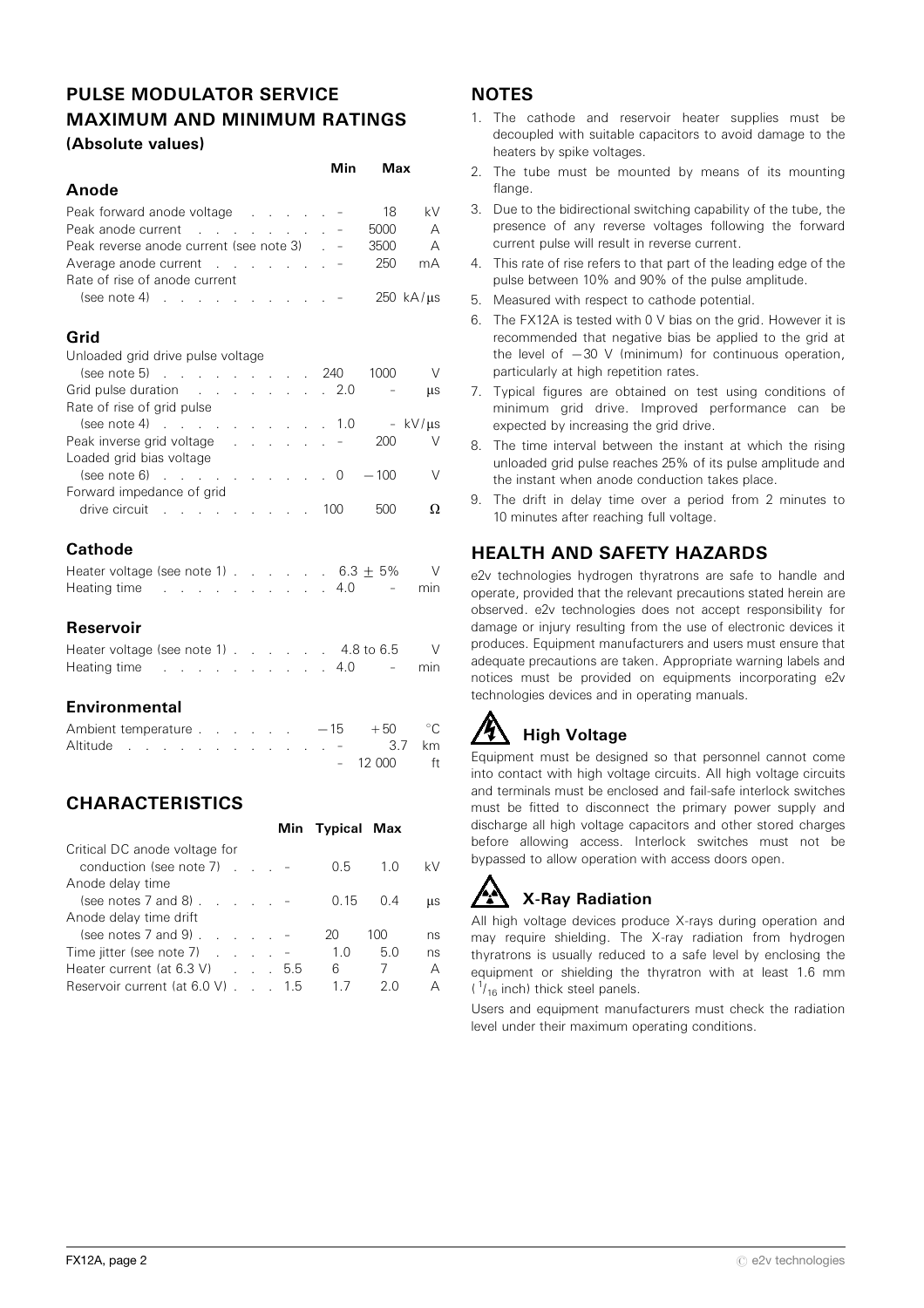## PULSE MODULATOR SERVICE MAXIMUM AND MINIMUM RATINGS

**(Absolute values)**

### Anode

| | Min | Max | |
|---|---|---|---|
| Peak forward anode voltage | – | 18 | kV |
| Peak anode current | – | 5000 | A |
| Peak reverse anode current (see note 3) | – | 3500 | A |
| Average anode current | – | 250 | mA |
| Rate of rise of anode current (see note 4) | – | 250 | kA/μs |

### Grid

| | Min | Max | |
|---|---|---|---|
| Unloaded grid drive pulse voltage (see note 5) | 240 | 1000 | V |
| Grid pulse duration | 2.0 | – | μs |
| Rate of rise of grid pulse (see note 4) | 1.0 | – | kV/μs |
| Peak inverse grid voltage | – | 200 | V |
| Loaded grid bias voltage (see note 6) | 0 | −100 | V |
| Forward impedance of grid drive circuit | 100 | 500 | Ω |

### Cathode

| | | |
|---|---|---|
| Heater voltage (see note 1) | 6.3 ± 5% | V |
| Heating time | 4.0 – | min |

### Reservoir

| | | |
|---|---|---|
| Heater voltage (see note 1) | 4.8 to 6.5 | V |
| Heating time | 4.0 – | min |

### Environmental

| | Min | Max | |
|---|---|---|---|
| Ambient temperature | −15 | +50 | °C |
| Altitude | – | 3.7 | km |
| | – | 12 000 | ft |

## CHARACTERISTICS

| | Min | Typical | Max | |
|---|---|---|---|---|
| Critical DC anode voltage for conduction (see note 7) | – | 0.5 | 1.0 | kV |
| Anode delay time (see notes 7 and 8) | – | 0.15 | 0.4 | μs |
| Anode delay time drift (see notes 7 and 9) | – | 20 | 100 | ns |
| Time jitter (see note 7) | – | 1.0 | 5.0 | ns |
| Heater current (at 6.3 V) | 5.5 | 6 | 7 | A |
| Reservoir current (at 6.0 V) | 1.5 | 1.7 | 2.0 | A |

## NOTES

1. The cathode and reservoir heater supplies must be decoupled with suitable capacitors to avoid damage to the heaters by spike voltages.
2. The tube must be mounted by means of its mounting flange.
3. Due to the bidirectional switching capability of the tube, the presence of any reverse voltages following the forward current pulse will result in reverse current.
4. This rate of rise refers to that part of the leading edge of the pulse between 10% and 90% of the pulse amplitude.
5. Measured with respect to cathode potential.
6. The FX12A is tested with 0 V bias on the grid. However it is recommended that negative bias be applied to the grid at the level of −30 V (minimum) for continuous operation, particularly at high repetition rates.
7. Typical figures are obtained on test using conditions of minimum grid drive. Improved performance can be expected by increasing the grid drive.
8. The time interval between the instant at which the rising unloaded grid pulse reaches 25% of its pulse amplitude and the instant when anode conduction takes place.
9. The drift in delay time over a period from 2 minutes to 10 minutes after reaching full voltage.

## HEALTH AND SAFETY HAZARDS

e2v technologies hydrogen thyratrons are safe to handle and operate, provided that the relevant precautions stated herein are observed. e2v technologies does not accept responsibility for damage or injury resulting from the use of electronic devices it produces. Equipment manufacturers and users must ensure that adequate precautions are taken. Appropriate warning labels and notices must be provided on equipments incorporating e2v technologies devices and in operating manuals.

### High Voltage

Equipment must be designed so that personnel cannot come into contact with high voltage circuits. All high voltage circuits and terminals must be enclosed and fail-safe interlock switches must be fitted to disconnect the primary power supply and discharge all high voltage capacitors and other stored charges before allowing access. Interlock switches must not be bypassed to allow operation with access doors open.

### X-Ray Radiation

All high voltage devices produce X-rays during operation and may require shielding. The X-ray radiation from hydrogen thyratrons is usually reduced to a safe level by enclosing the equipment or shielding the thyratron with at least 1.6 mm ($^{1}/_{16}$ inch) thick steel panels.

Users and equipment manufacturers must check the radiation level under their maximum operating conditions.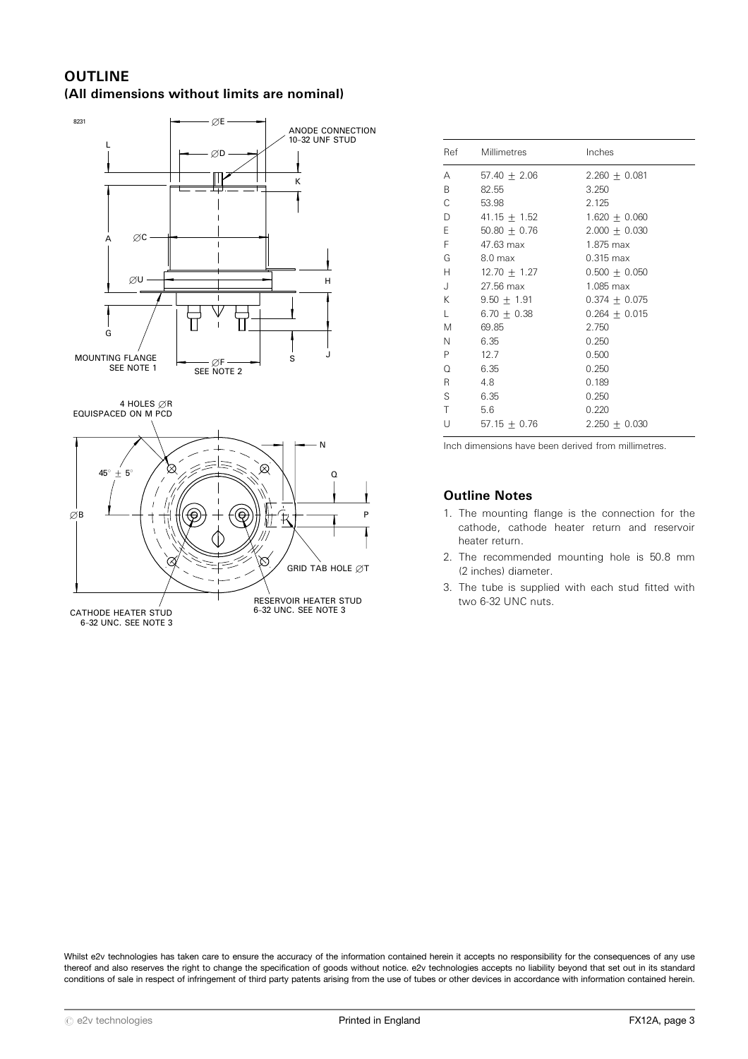## OUTLINE

**(All dimensions without limits are nominal)**

8231

ØE
ANODE CONNECTION 10-32 UNF STUD
L
ØD
K
A
ØC
ØU
H
G
MOUNTING FLANGE SEE NOTE 1
ØF SEE NOTE 2
S
J

4 HOLES ØR EQUISPACED ON M PCD
N
45° ± 5°
Q
ØB
P
GRID TAB HOLE ØT
CATHODE HEATER STUD 6-32 UNC. SEE NOTE 3
RESERVOIR HEATER STUD 6-32 UNC. SEE NOTE 3

| Ref | Millimetres | Inches |
|---|---|---|
| A | 57.40 ± 2.06 | 2.260 ± 0.081 |
| B | 82.55 | 3.250 |
| C | 53.98 | 2.125 |
| D | 41.15 ± 1.52 | 1.620 ± 0.060 |
| E | 50.80 ± 0.76 | 2.000 ± 0.030 |
| F | 47.63 max | 1.875 max |
| G | 8.0 max | 0.315 max |
| H | 12.70 ± 1.27 | 0.500 ± 0.050 |
| J | 27.56 max | 1.085 max |
| K | 9.50 ± 1.91 | 0.374 ± 0.075 |
| L | 6.70 ± 0.38 | 0.264 ± 0.015 |
| M | 69.85 | 2.750 |
| N | 6.35 | 0.250 |
| P | 12.7 | 0.500 |
| Q | 6.35 | 0.250 |
| R | 4.8 | 0.189 |
| S | 6.35 | 0.250 |
| T | 5.6 | 0.220 |
| U | 57.15 ± 0.76 | 2.250 ± 0.030 |

Inch dimensions have been derived from millimetres.

### Outline Notes

1. The mounting flange is the connection for the cathode, cathode heater return and reservoir heater return.
2. The recommended mounting hole is 50.8 mm (2 inches) diameter.
3. The tube is supplied with each stud fitted with two 6-32 UNC nuts.

Whilst e2v technologies has taken care to ensure the accuracy of the information contained herein it accepts no responsibility for the consequences of any use thereof and also reserves the right to change the specification of goods without notice. e2v technologies accepts no liability beyond that set out in its standard conditions of sale in respect of infringement of third party patents arising from the use of tubes or other devices in accordance with information contained herein.

© e2v technologies    Printed in England